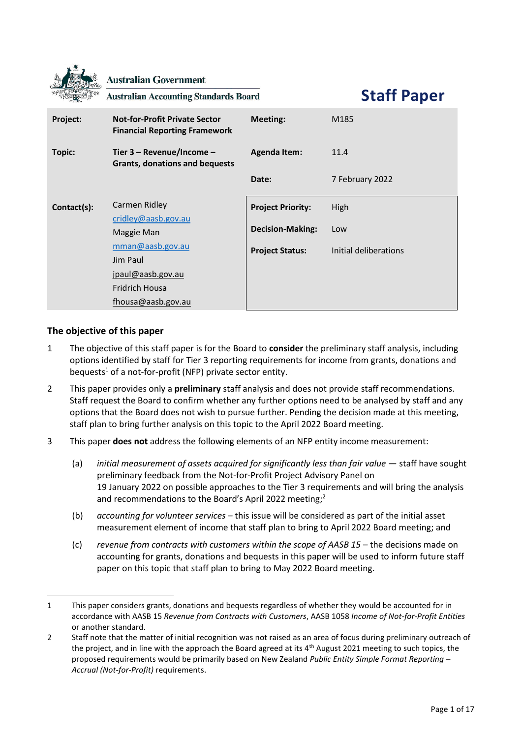Australian Government

Australian Accounting Standards Board

# Staff Paper

| | | | |
|---|---|---|---|
| **Project:** | **Not-for-Profit Private Sector Financial Reporting Framework** | **Meeting:** | M185 |
| **Topic:** | **Tier 3 – Revenue/Income – Grants, donations and bequests** | **Agenda Item:** | 11.4 |
| | | **Date:** | 7 February 2022 |
| **Contact(s):** | Carmen Ridley<br>cridley@aasb.gov.au<br>Maggie Man<br>mman@aasb.gov.au<br>Jim Paul<br>jpaul@aasb.gov.au<br>Fridrich Housa<br>fhousa@aasb.gov.au | **Project Priority:**<br>**Decision-Making:**<br>**Project Status:** | High<br>Low<br>Initial deliberations |

## The objective of this paper

1. The objective of this staff paper is for the Board to **consider** the preliminary staff analysis, including options identified by staff for Tier 3 reporting requirements for income from grants, donations and bequests[1] of a not-for-profit (NFP) private sector entity.

2. This paper provides only a **preliminary** staff analysis and does not provide staff recommendations. Staff request the Board to confirm whether any further options need to be analysed by staff and any options that the Board does not wish to pursue further. Pending the decision made at this meeting, staff plan to bring further analysis on this topic to the April 2022 Board meeting.

3. This paper **does not** address the following elements of an NFP entity income measurement:

   (a) *initial measurement of assets acquired for significantly less than fair value* — staff have sought preliminary feedback from the Not-for-Profit Project Advisory Panel on 19 January 2022 on possible approaches to the Tier 3 requirements and will bring the analysis and recommendations to the Board's April 2022 meeting;[2]

   (b) *accounting for volunteer services* – this issue will be considered as part of the initial asset measurement element of income that staff plan to bring to April 2022 Board meeting; and

   (c) *revenue from contracts with customers within the scope of AASB 15* – the decisions made on accounting for grants, donations and bequests in this paper will be used to inform future staff paper on this topic that staff plan to bring to May 2022 Board meeting.

---

1. This paper considers grants, donations and bequests regardless of whether they would be accounted for in accordance with AASB 15 *Revenue from Contracts with Customers*, AASB 1058 *Income of Not-for-Profit Entities* or another standard.

2. Staff note that the matter of initial recognition was not raised as an area of focus during preliminary outreach of the project, and in line with the approach the Board agreed at its 4th August 2021 meeting to such topics, the proposed requirements would be primarily based on New Zealand *Public Entity Simple Format Reporting – Accrual (Not-for-Profit)* requirements.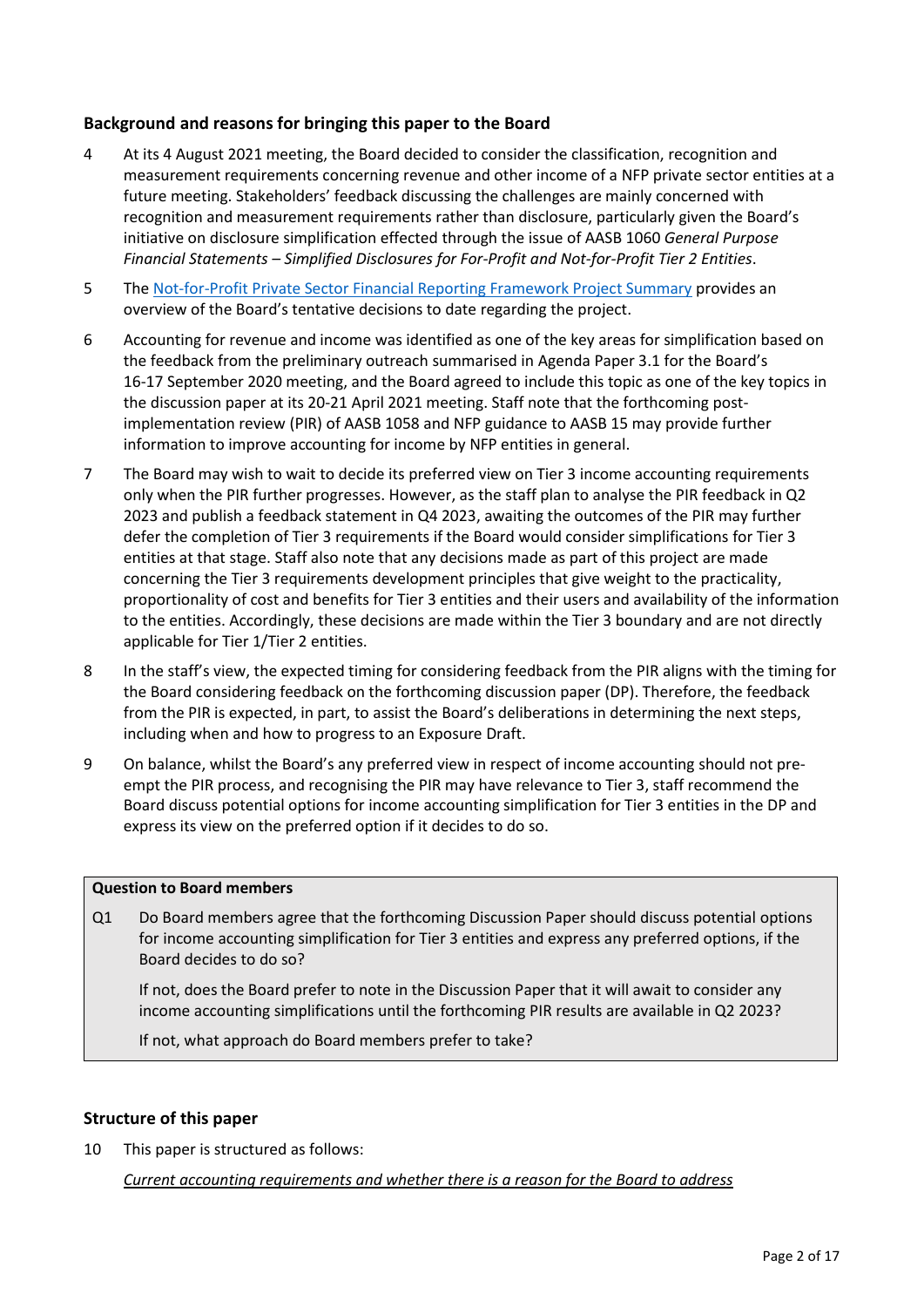## Background and reasons for bringing this paper to the Board

4 At its 4 August 2021 meeting, the Board decided to consider the classification, recognition and measurement requirements concerning revenue and other income of a NFP private sector entities at a future meeting. Stakeholders' feedback discussing the challenges are mainly concerned with recognition and measurement requirements rather than disclosure, particularly given the Board's initiative on disclosure simplification effected through the issue of AASB 1060 *General Purpose Financial Statements – Simplified Disclosures for For-Profit and Not-for-Profit Tier 2 Entities*.

5 The [Not-for-Profit Private Sector Financial Reporting Framework Project Summary] provides an overview of the Board's tentative decisions to date regarding the project.

6 Accounting for revenue and income was identified as one of the key areas for simplification based on the feedback from the preliminary outreach summarised in Agenda Paper 3.1 for the Board's 16-17 September 2020 meeting, and the Board agreed to include this topic as one of the key topics in the discussion paper at its 20-21 April 2021 meeting. Staff note that the forthcoming post-implementation review (PIR) of AASB 1058 and NFP guidance to AASB 15 may provide further information to improve accounting for income by NFP entities in general.

7 The Board may wish to wait to decide its preferred view on Tier 3 income accounting requirements only when the PIR further progresses. However, as the staff plan to analyse the PIR feedback in Q2 2023 and publish a feedback statement in Q4 2023, awaiting the outcomes of the PIR may further defer the completion of Tier 3 requirements if the Board would consider simplifications for Tier 3 entities at that stage. Staff also note that any decisions made as part of this project are made concerning the Tier 3 requirements development principles that give weight to the practicality, proportionality of cost and benefits for Tier 3 entities and their users and availability of the information to the entities. Accordingly, these decisions are made within the Tier 3 boundary and are not directly applicable for Tier 1/Tier 2 entities.

8 In the staff's view, the expected timing for considering feedback from the PIR aligns with the timing for the Board considering feedback on the forthcoming discussion paper (DP). Therefore, the feedback from the PIR is expected, in part, to assist the Board's deliberations in determining the next steps, including when and how to progress to an Exposure Draft.

9 On balance, whilst the Board's any preferred view in respect of income accounting should not pre-empt the PIR process, and recognising the PIR may have relevance to Tier 3, staff recommend the Board discuss potential options for income accounting simplification for Tier 3 entities in the DP and express its view on the preferred option if it decides to do so.

> **Question to Board members**
>
> Q1 Do Board members agree that the forthcoming Discussion Paper should discuss potential options for income accounting simplification for Tier 3 entities and express any preferred options, if the Board decides to do so?
>
> If not, does the Board prefer to note in the Discussion Paper that it will await to consider any income accounting simplifications until the forthcoming PIR results are available in Q2 2023?
>
> If not, what approach do Board members prefer to take?

## Structure of this paper

10 This paper is structured as follows:

*Current accounting requirements and whether there is a reason for the Board to address*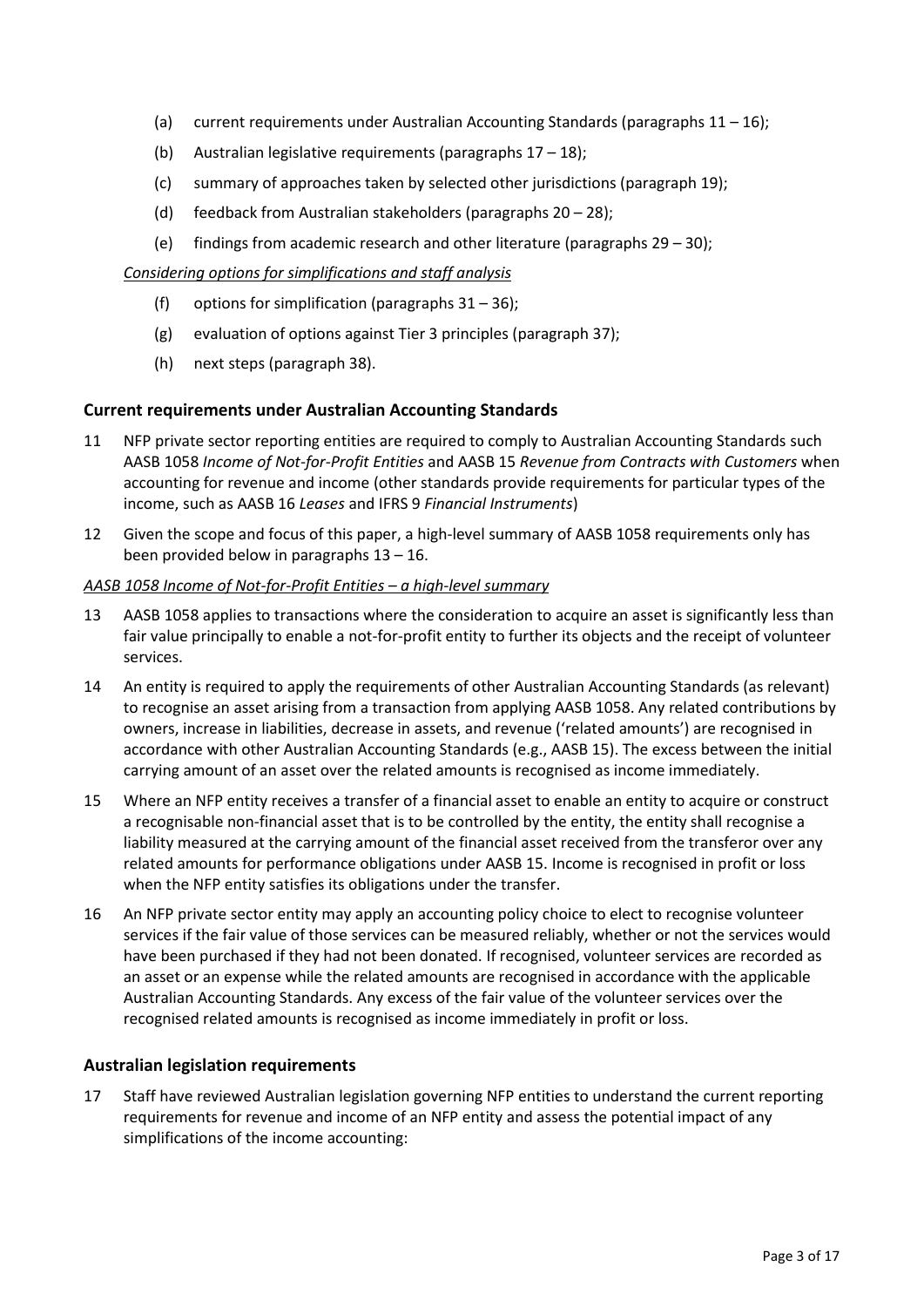(a) current requirements under Australian Accounting Standards (paragraphs 11 – 16);

(b) Australian legislative requirements (paragraphs 17 – 18);

(c) summary of approaches taken by selected other jurisdictions (paragraph 19);

(d) feedback from Australian stakeholders (paragraphs 20 – 28);

(e) findings from academic research and other literature (paragraphs 29 – 30);

*Considering options for simplifications and staff analysis*

(f) options for simplification (paragraphs 31 – 36);

(g) evaluation of options against Tier 3 principles (paragraph 37);

(h) next steps (paragraph 38).

## Current requirements under Australian Accounting Standards

11 NFP private sector reporting entities are required to comply to Australian Accounting Standards such AASB 1058 *Income of Not-for-Profit Entities* and AASB 15 *Revenue from Contracts with Customers* when accounting for revenue and income (other standards provide requirements for particular types of the income, such as AASB 16 *Leases* and IFRS 9 *Financial Instruments*)

12 Given the scope and focus of this paper, a high-level summary of AASB 1058 requirements only has been provided below in paragraphs 13 – 16.

*AASB 1058 Income of Not-for-Profit Entities – a high-level summary*

13 AASB 1058 applies to transactions where the consideration to acquire an asset is significantly less than fair value principally to enable a not-for-profit entity to further its objects and the receipt of volunteer services.

14 An entity is required to apply the requirements of other Australian Accounting Standards (as relevant) to recognise an asset arising from a transaction from applying AASB 1058. Any related contributions by owners, increase in liabilities, decrease in assets, and revenue ('related amounts') are recognised in accordance with other Australian Accounting Standards (e.g., AASB 15). The excess between the initial carrying amount of an asset over the related amounts is recognised as income immediately.

15 Where an NFP entity receives a transfer of a financial asset to enable an entity to acquire or construct a recognisable non-financial asset that is to be controlled by the entity, the entity shall recognise a liability measured at the carrying amount of the financial asset received from the transferor over any related amounts for performance obligations under AASB 15. Income is recognised in profit or loss when the NFP entity satisfies its obligations under the transfer.

16 An NFP private sector entity may apply an accounting policy choice to elect to recognise volunteer services if the fair value of those services can be measured reliably, whether or not the services would have been purchased if they had not been donated. If recognised, volunteer services are recorded as an asset or an expense while the related amounts are recognised in accordance with the applicable Australian Accounting Standards. Any excess of the fair value of the volunteer services over the recognised related amounts is recognised as income immediately in profit or loss.

## Australian legislation requirements

17 Staff have reviewed Australian legislation governing NFP entities to understand the current reporting requirements for revenue and income of an NFP entity and assess the potential impact of any simplifications of the income accounting: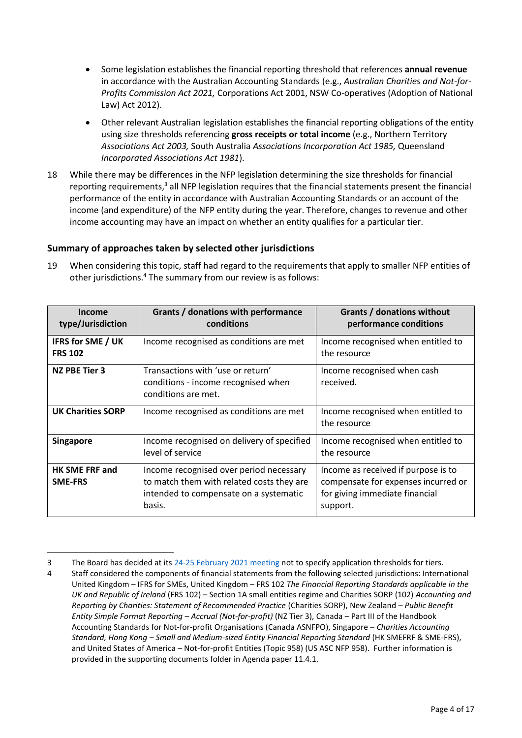- Some legislation establishes the financial reporting threshold that references **annual revenue** in accordance with the Australian Accounting Standards (e.g., *Australian Charities and Not-for-Profits Commission Act 2021,* Corporations Act 2001, NSW Co-operatives (Adoption of National Law) Act 2012).
- Other relevant Australian legislation establishes the financial reporting obligations of the entity using size thresholds referencing **gross receipts or total income** (e.g., Northern Territory *Associations Act 2003,* South Australia *Associations Incorporation Act 1985,* Queensland *Incorporated Associations Act 1981*).

18 While there may be differences in the NFP legislation determining the size thresholds for financial reporting requirements,[3] all NFP legislation requires that the financial statements present the financial performance of the entity in accordance with Australian Accounting Standards or an account of the income (and expenditure) of the NFP entity during the year. Therefore, changes to revenue and other income accounting may have an impact on whether an entity qualifies for a particular tier.

### Summary of approaches taken by selected other jurisdictions

19 When considering this topic, staff had regard to the requirements that apply to smaller NFP entities of other jurisdictions.[4] The summary from our review is as follows:

| Income type/Jurisdiction | Grants / donations with performance conditions | Grants / donations without performance conditions |
|---|---|---|
| **IFRS for SME / UK FRS 102** | Income recognised as conditions are met | Income recognised when entitled to the resource |
| **NZ PBE Tier 3** | Transactions with 'use or return' conditions - income recognised when conditions are met. | Income recognised when cash received. |
| **UK Charities SORP** | Income recognised as conditions are met | Income recognised when entitled to the resource |
| **Singapore** | Income recognised on delivery of specified level of service | Income recognised when entitled to the resource |
| **HK SME FRF and SME-FRS** | Income recognised over period necessary to match them with related costs they are intended to compensate on a systematic basis. | Income as received if purpose is to compensate for expenses incurred or for giving immediate financial support. |

---

3 The Board has decided at its [24-25 February 2021 meeting](#) not to specify application thresholds for tiers.

4 Staff considered the components of financial statements from the following selected jurisdictions: International United Kingdom – IFRS for SMEs, United Kingdom – FRS 102 *The Financial Reporting Standards applicable in the UK and Republic of Ireland* (FRS 102) – Section 1A small entities regime and Charities SORP (102) *Accounting and Reporting by Charities: Statement of Recommended Practice* (Charities SORP), New Zealand – *Public Benefit Entity Simple Format Reporting – Accrual (Not-for-profit)* (NZ Tier 3), Canada – Part III of the Handbook Accounting Standards for Not-for-profit Organisations (Canada ASNFPO), Singapore – *Charities Accounting Standard, Hong Kong – Small and Medium-sized Entity Financial Reporting Standard* (HK SMEFRF & SME-FRS), and United States of America – Not-for-profit Entities (Topic 958) (US ASC NFP 958). Further information is provided in the supporting documents folder in Agenda paper 11.4.1.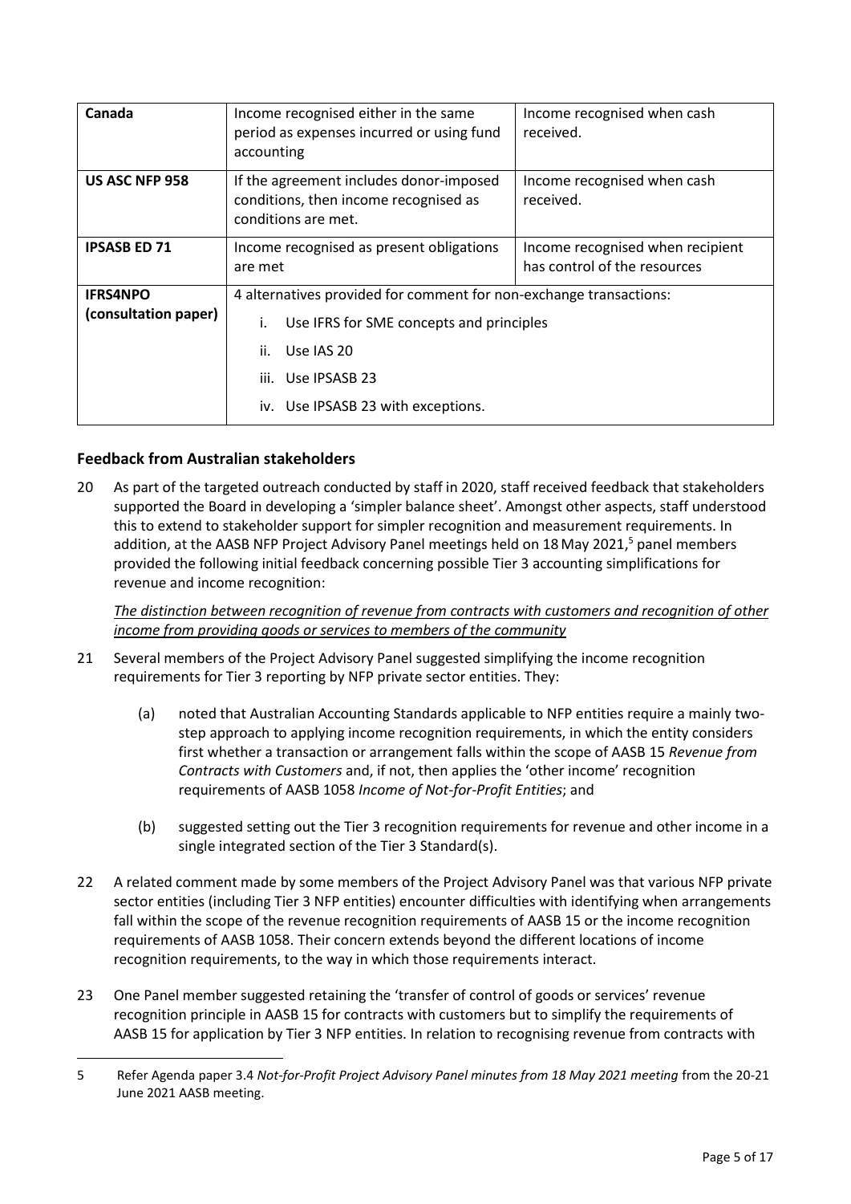| | | |
|---|---|---|
| **Canada** | Income recognised either in the same period as expenses incurred or using fund accounting | Income recognised when cash received. |
| **US ASC NFP 958** | If the agreement includes donor-imposed conditions, then income recognised as conditions are met. | Income recognised when cash received. |
| **IPSASB ED 71** | Income recognised as present obligations are met | Income recognised when recipient has control of the resources |
| **IFRS4NPO (consultation paper)** | 4 alternatives provided for comment for non-exchange transactions:<br>i. Use IFRS for SME concepts and principles<br>ii. Use IAS 20<br>iii. Use IPSASB 23<br>iv. Use IPSASB 23 with exceptions. | |

## Feedback from Australian stakeholders

20 As part of the targeted outreach conducted by staff in 2020, staff received feedback that stakeholders supported the Board in developing a 'simpler balance sheet'. Amongst other aspects, staff understood this to extend to stakeholder support for simpler recognition and measurement requirements. In addition, at the AASB NFP Project Advisory Panel meetings held on 18 May 2021,[5] panel members provided the following initial feedback concerning possible Tier 3 accounting simplifications for revenue and income recognition:

*The distinction between recognition of revenue from contracts with customers and recognition of other income from providing goods or services to members of the community*

21 Several members of the Project Advisory Panel suggested simplifying the income recognition requirements for Tier 3 reporting by NFP private sector entities. They:

(a) noted that Australian Accounting Standards applicable to NFP entities require a mainly two-step approach to applying income recognition requirements, in which the entity considers first whether a transaction or arrangement falls within the scope of AASB 15 *Revenue from Contracts with Customers* and, if not, then applies the 'other income' recognition requirements of AASB 1058 *Income of Not-for-Profit Entities*; and

(b) suggested setting out the Tier 3 recognition requirements for revenue and other income in a single integrated section of the Tier 3 Standard(s).

22 A related comment made by some members of the Project Advisory Panel was that various NFP private sector entities (including Tier 3 NFP entities) encounter difficulties with identifying when arrangements fall within the scope of the revenue recognition requirements of AASB 15 or the income recognition requirements of AASB 1058. Their concern extends beyond the different locations of income recognition requirements, to the way in which those requirements interact.

23 One Panel member suggested retaining the 'transfer of control of goods or services' revenue recognition principle in AASB 15 for contracts with customers but to simplify the requirements of AASB 15 for application by Tier 3 NFP entities. In relation to recognising revenue from contracts with

5 Refer Agenda paper 3.4 *Not-for-Profit Project Advisory Panel minutes from 18 May 2021 meeting* from the 20-21 June 2021 AASB meeting.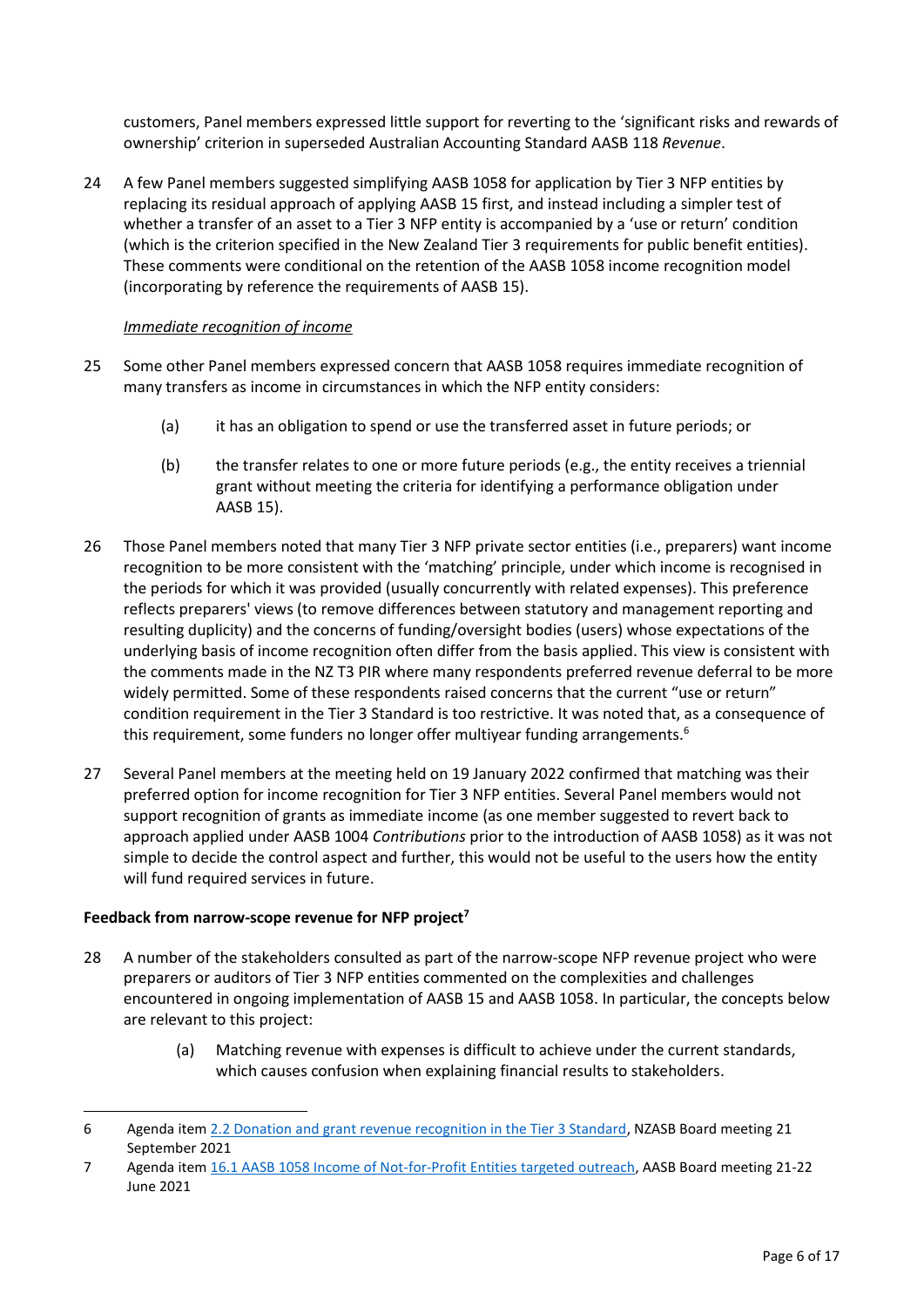customers, Panel members expressed little support for reverting to the 'significant risks and rewards of ownership' criterion in superseded Australian Accounting Standard AASB 118 *Revenue*.

24 A few Panel members suggested simplifying AASB 1058 for application by Tier 3 NFP entities by replacing its residual approach of applying AASB 15 first, and instead including a simpler test of whether a transfer of an asset to a Tier 3 NFP entity is accompanied by a 'use or return' condition (which is the criterion specified in the New Zealand Tier 3 requirements for public benefit entities). These comments were conditional on the retention of the AASB 1058 income recognition model (incorporating by reference the requirements of AASB 15).

*Immediate recognition of income*

25 Some other Panel members expressed concern that AASB 1058 requires immediate recognition of many transfers as income in circumstances in which the NFP entity considers:

(a) it has an obligation to spend or use the transferred asset in future periods; or

(b) the transfer relates to one or more future periods (e.g., the entity receives a triennial grant without meeting the criteria for identifying a performance obligation under AASB 15).

26 Those Panel members noted that many Tier 3 NFP private sector entities (i.e., preparers) want income recognition to be more consistent with the 'matching' principle, under which income is recognised in the periods for which it was provided (usually concurrently with related expenses). This preference reflects preparers' views (to remove differences between statutory and management reporting and resulting duplicity) and the concerns of funding/oversight bodies (users) whose expectations of the underlying basis of income recognition often differ from the basis applied. This view is consistent with the comments made in the NZ T3 PIR where many respondents preferred revenue deferral to be more widely permitted. Some of these respondents raised concerns that the current "use or return" condition requirement in the Tier 3 Standard is too restrictive. It was noted that, as a consequence of this requirement, some funders no longer offer multiyear funding arrangements.[6]

27 Several Panel members at the meeting held on 19 January 2022 confirmed that matching was their preferred option for income recognition for Tier 3 NFP entities. Several Panel members would not support recognition of grants as immediate income (as one member suggested to revert back to approach applied under AASB 1004 *Contributions* prior to the introduction of AASB 1058) as it was not simple to decide the control aspect and further, this would not be useful to the users how the entity will fund required services in future.

**Feedback from narrow-scope revenue for NFP project[7]**

28 A number of the stakeholders consulted as part of the narrow-scope NFP revenue project who were preparers or auditors of Tier 3 NFP entities commented on the complexities and challenges encountered in ongoing implementation of AASB 15 and AASB 1058. In particular, the concepts below are relevant to this project:

(a) Matching revenue with expenses is difficult to achieve under the current standards, which causes confusion when explaining financial results to stakeholders.

---

6 Agenda item 2.2 Donation and grant revenue recognition in the Tier 3 Standard, NZASB Board meeting 21 September 2021

7 Agenda item 16.1 AASB 1058 Income of Not-for-Profit Entities targeted outreach, AASB Board meeting 21-22 June 2021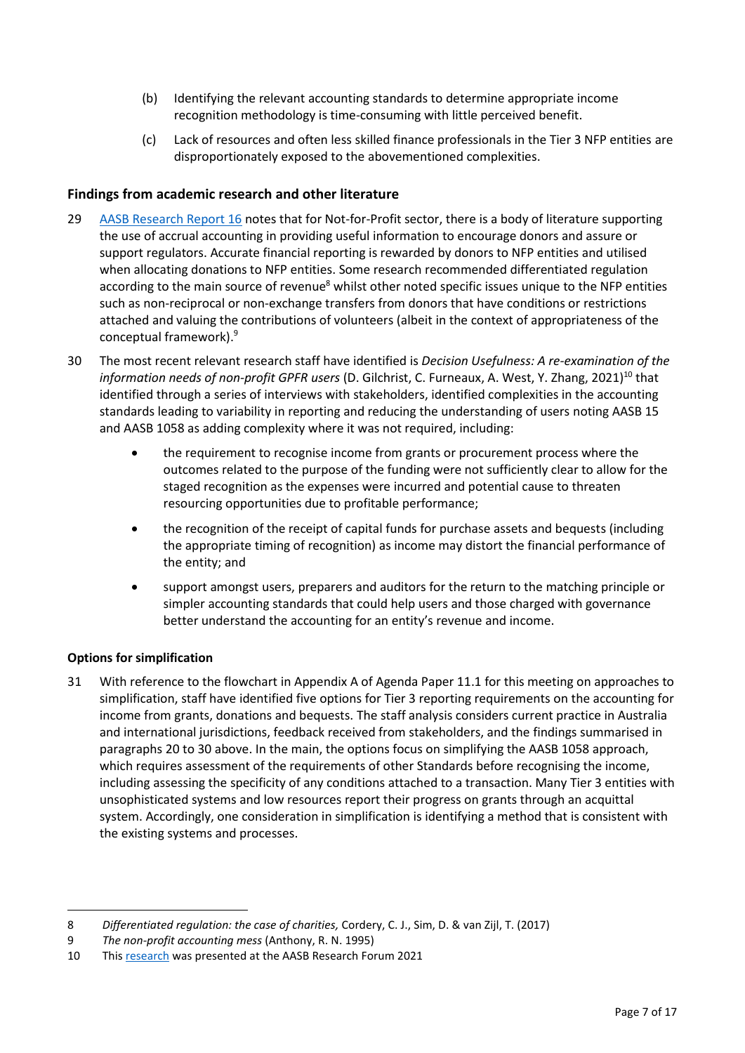(b) Identifying the relevant accounting standards to determine appropriate income recognition methodology is time-consuming with little perceived benefit.

(c) Lack of resources and often less skilled finance professionals in the Tier 3 NFP entities are disproportionately exposed to the abovementioned complexities.

## Findings from academic research and other literature

29 [AASB Research Report 16](AASB Research Report 16) notes that for Not-for-Profit sector, there is a body of literature supporting the use of accrual accounting in providing useful information to encourage donors and assure or support regulators. Accurate financial reporting is rewarded by donors to NFP entities and utilised when allocating donations to NFP entities. Some research recommended differentiated regulation according to the main source of revenue[8] whilst other noted specific issues unique to the NFP entities such as non-reciprocal or non-exchange transfers from donors that have conditions or restrictions attached and valuing the contributions of volunteers (albeit in the context of appropriateness of the conceptual framework).[9]

30 The most recent relevant research staff have identified is *Decision Usefulness: A re-examination of the information needs of non-profit GPFR users* (D. Gilchrist, C. Furneaux, A. West, Y. Zhang, 2021)[10] that identified through a series of interviews with stakeholders, identified complexities in the accounting standards leading to variability in reporting and reducing the understanding of users noting AASB 15 and AASB 1058 as adding complexity where it was not required, including:

- the requirement to recognise income from grants or procurement process where the outcomes related to the purpose of the funding were not sufficiently clear to allow for the staged recognition as the expenses were incurred and potential cause to threaten resourcing opportunities due to profitable performance;
- the recognition of the receipt of capital funds for purchase assets and bequests (including the appropriate timing of recognition) as income may distort the financial performance of the entity; and
- support amongst users, preparers and auditors for the return to the matching principle or simpler accounting standards that could help users and those charged with governance better understand the accounting for an entity's revenue and income.

### Options for simplification

31 With reference to the flowchart in Appendix A of Agenda Paper 11.1 for this meeting on approaches to simplification, staff have identified five options for Tier 3 reporting requirements on the accounting for income from grants, donations and bequests. The staff analysis considers current practice in Australia and international jurisdictions, feedback received from stakeholders, and the findings summarised in paragraphs 20 to 30 above. In the main, the options focus on simplifying the AASB 1058 approach, which requires assessment of the requirements of other Standards before recognising the income, including assessing the specificity of any conditions attached to a transaction. Many Tier 3 entities with unsophisticated systems and low resources report their progress on grants through an acquittal system. Accordingly, one consideration in simplification is identifying a method that is consistent with the existing systems and processes.

---

8 *Differentiated regulation: the case of charities,* Cordery, C. J., Sim, D. & van Zijl, T. (2017)

9 *The non-profit accounting mess* (Anthony, R. N. 1995)

10 This [research](research) was presented at the AASB Research Forum 2021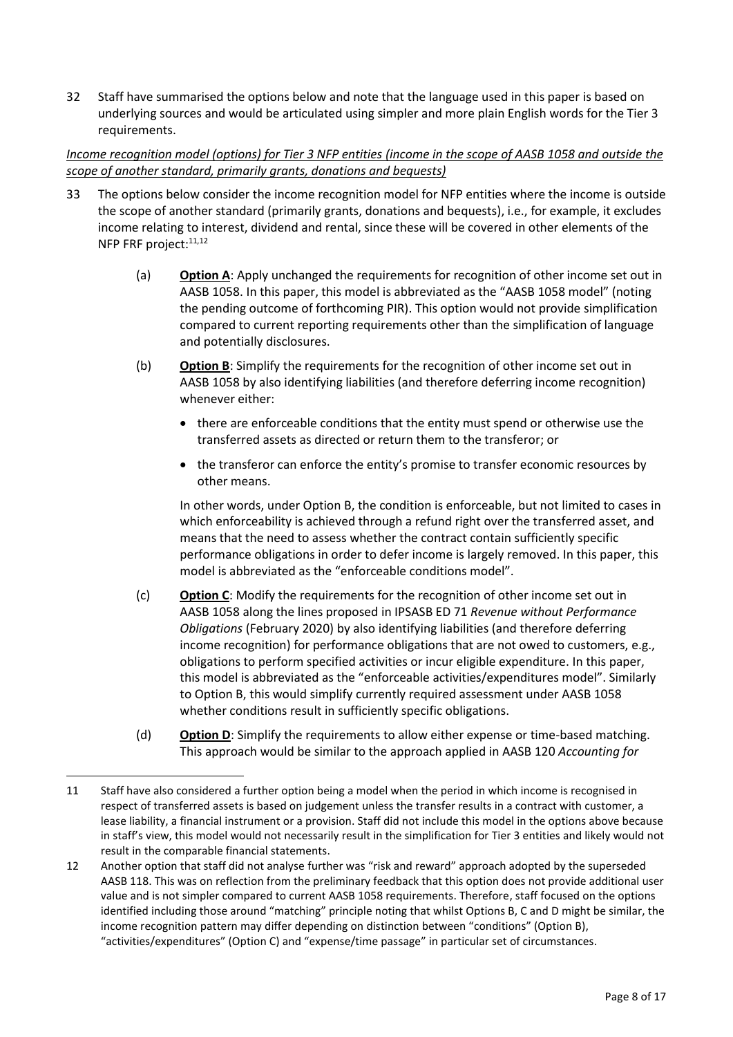32 Staff have summarised the options below and note that the language used in this paper is based on underlying sources and would be articulated using simpler and more plain English words for the Tier 3 requirements.

*Income recognition model (options) for Tier 3 NFP entities (income in the scope of AASB 1058 and outside the scope of another standard, primarily grants, donations and bequests)*

33 The options below consider the income recognition model for NFP entities where the income is outside the scope of another standard (primarily grants, donations and bequests), i.e., for example, it excludes income relating to interest, dividend and rental, since these will be covered in other elements of the NFP FRF project:[11,12]

(a) **Option A**: Apply unchanged the requirements for recognition of other income set out in AASB 1058. In this paper, this model is abbreviated as the "AASB 1058 model" (noting the pending outcome of forthcoming PIR). This option would not provide simplification compared to current reporting requirements other than the simplification of language and potentially disclosures.

(b) **Option B**: Simplify the requirements for the recognition of other income set out in AASB 1058 by also identifying liabilities (and therefore deferring income recognition) whenever either:

- there are enforceable conditions that the entity must spend or otherwise use the transferred assets as directed or return them to the transferor; or
- the transferor can enforce the entity's promise to transfer economic resources by other means.

In other words, under Option B, the condition is enforceable, but not limited to cases in which enforceability is achieved through a refund right over the transferred asset, and means that the need to assess whether the contract contain sufficiently specific performance obligations in order to defer income is largely removed. In this paper, this model is abbreviated as the "enforceable conditions model".

(c) **Option C**: Modify the requirements for the recognition of other income set out in AASB 1058 along the lines proposed in IPSASB ED 71 *Revenue without Performance Obligations* (February 2020) by also identifying liabilities (and therefore deferring income recognition) for performance obligations that are not owed to customers, e.g., obligations to perform specified activities or incur eligible expenditure. In this paper, this model is abbreviated as the "enforceable activities/expenditures model". Similarly to Option B, this would simplify currently required assessment under AASB 1058 whether conditions result in sufficiently specific obligations.

(d) **Option D**: Simplify the requirements to allow either expense or time-based matching. This approach would be similar to the approach applied in AASB 120 *Accounting for*

---

11 Staff have also considered a further option being a model when the period in which income is recognised in respect of transferred assets is based on judgement unless the transfer results in a contract with customer, a lease liability, a financial instrument or a provision. Staff did not include this model in the options above because in staff's view, this model would not necessarily result in the simplification for Tier 3 entities and likely would not result in the comparable financial statements.

12 Another option that staff did not analyse further was "risk and reward" approach adopted by the superseded AASB 118. This was on reflection from the preliminary feedback that this option does not provide additional user value and is not simpler compared to current AASB 1058 requirements. Therefore, staff focused on the options identified including those around "matching" principle noting that whilst Options B, C and D might be similar, the income recognition pattern may differ depending on distinction between "conditions" (Option B), "activities/expenditures" (Option C) and "expense/time passage" in particular set of circumstances.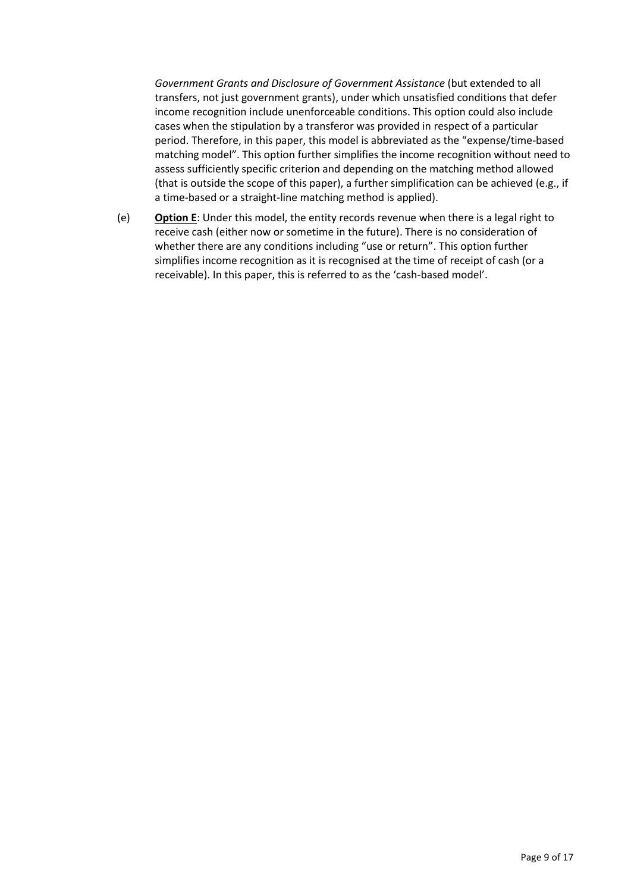*Government Grants and Disclosure of Government Assistance* (but extended to all transfers, not just government grants), under which unsatisfied conditions that defer income recognition include unenforceable conditions. This option could also include cases when the stipulation by a transferor was provided in respect of a particular period. Therefore, in this paper, this model is abbreviated as the "expense/time-based matching model". This option further simplifies the income recognition without need to assess sufficiently specific criterion and depending on the matching method allowed (that is outside the scope of this paper), a further simplification can be achieved (e.g., if a time-based or a straight-line matching method is applied).

(e) **Option E**: Under this model, the entity records revenue when there is a legal right to receive cash (either now or sometime in the future). There is no consideration of whether there are any conditions including "use or return". This option further simplifies income recognition as it is recognised at the time of receipt of cash (or a receivable). In this paper, this is referred to as the 'cash-based model'.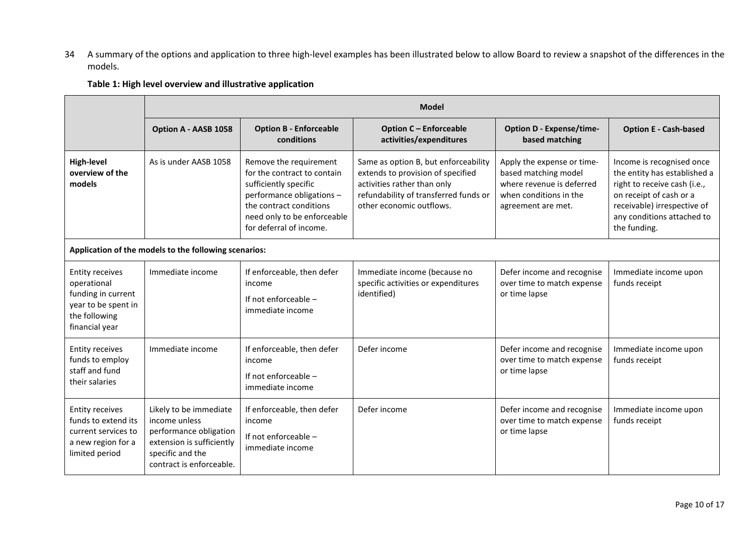34 A summary of the options and application to three high-level examples has been illustrated below to allow Board to review a snapshot of the differences in the models.

**Table 1: High level overview and illustrative application**

| | **Model** | | | | |
|---|---|---|---|---|---|
| | **Option A - AASB 1058** | **Option B - Enforceable conditions** | **Option C – Enforceable activities/expenditures** | **Option D - Expense/time-based matching** | **Option E - Cash-based** |
| **High-level overview of the models** | As is under AASB 1058 | Remove the requirement for the contract to contain sufficiently specific performance obligations – the contract conditions need only to be enforceable for deferral of income. | Same as option B, but enforceability extends to provision of specified activities rather than only refundability of transferred funds or other economic outflows. | Apply the expense or time-based matching model where revenue is deferred when conditions in the agreement are met. | Income is recognised once the entity has established a right to receive cash (i.e., on receipt of cash or a receivable) irrespective of any conditions attached to the funding. |
| **Application of the models to the following scenarios:** | | | | | |
| Entity receives operational funding in current year to be spent in the following financial year | Immediate income | If enforceable, then defer income<br>If not enforceable – immediate income | Immediate income (because no specific activities or expenditures identified) | Defer income and recognise over time to match expense or time lapse | Immediate income upon funds receipt |
| Entity receives funds to employ staff and fund their salaries | Immediate income | If enforceable, then defer income<br>If not enforceable – immediate income | Defer income | Defer income and recognise over time to match expense or time lapse | Immediate income upon funds receipt |
| Entity receives funds to extend its current services to a new region for a limited period | Likely to be immediate income unless performance obligation extension is sufficiently specific and the contract is enforceable. | If enforceable, then defer income<br>If not enforceable – immediate income | Defer income | Defer income and recognise over time to match expense or time lapse | Immediate income upon funds receipt |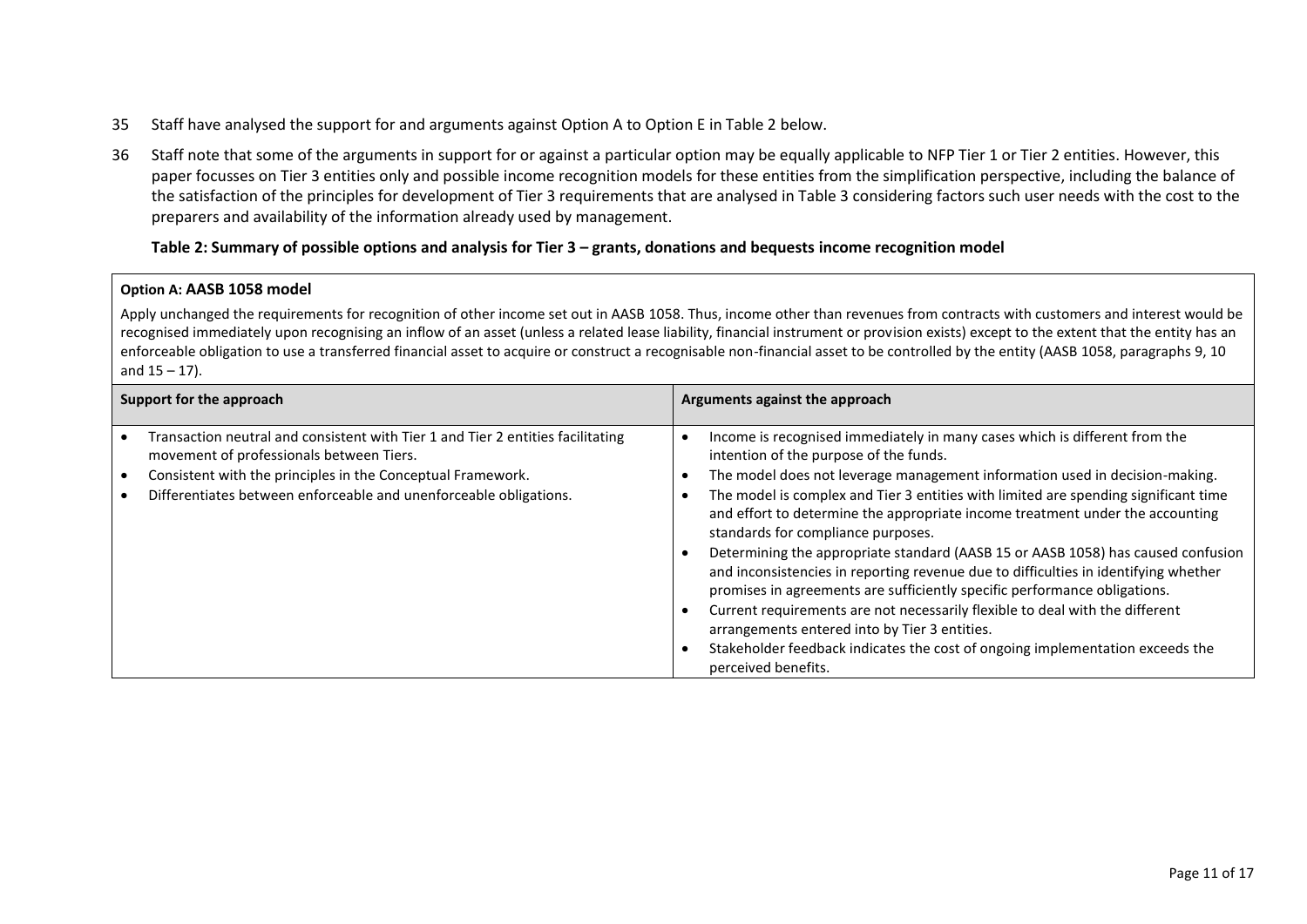35 Staff have analysed the support for and arguments against Option A to Option E in Table 2 below.

36 Staff note that some of the arguments in support for or against a particular option may be equally applicable to NFP Tier 1 or Tier 2 entities. However, this paper focusses on Tier 3 entities only and possible income recognition models for these entities from the simplification perspective, including the balance of the satisfaction of the principles for development of Tier 3 requirements that are analysed in Table 3 considering factors such user needs with the cost to the preparers and availability of the information already used by management.

**Table 2: Summary of possible options and analysis for Tier 3 – grants, donations and bequests income recognition model**

**Option A: AASB 1058 model**

Apply unchanged the requirements for recognition of other income set out in AASB 1058. Thus, income other than revenues from contracts with customers and interest would be recognised immediately upon recognising an inflow of an asset (unless a related lease liability, financial instrument or provision exists) except to the extent that the entity has an enforceable obligation to use a transferred financial asset to acquire or construct a recognisable non-financial asset to be controlled by the entity (AASB 1058, paragraphs 9, 10 and 15 – 17).

| Support for the approach | Arguments against the approach |
|---|---|
| • Transaction neutral and consistent with Tier 1 and Tier 2 entities facilitating movement of professionals between Tiers.<br>• Consistent with the principles in the Conceptual Framework.<br>• Differentiates between enforceable and unenforceable obligations. | • Income is recognised immediately in many cases which is different from the intention of the purpose of the funds.<br>• The model does not leverage management information used in decision-making.<br>• The model is complex and Tier 3 entities with limited are spending significant time and effort to determine the appropriate income treatment under the accounting standards for compliance purposes.<br>• Determining the appropriate standard (AASB 15 or AASB 1058) has caused confusion and inconsistencies in reporting revenue due to difficulties in identifying whether promises in agreements are sufficiently specific performance obligations.<br>• Current requirements are not necessarily flexible to deal with the different arrangements entered into by Tier 3 entities.<br>• Stakeholder feedback indicates the cost of ongoing implementation exceeds the perceived benefits. |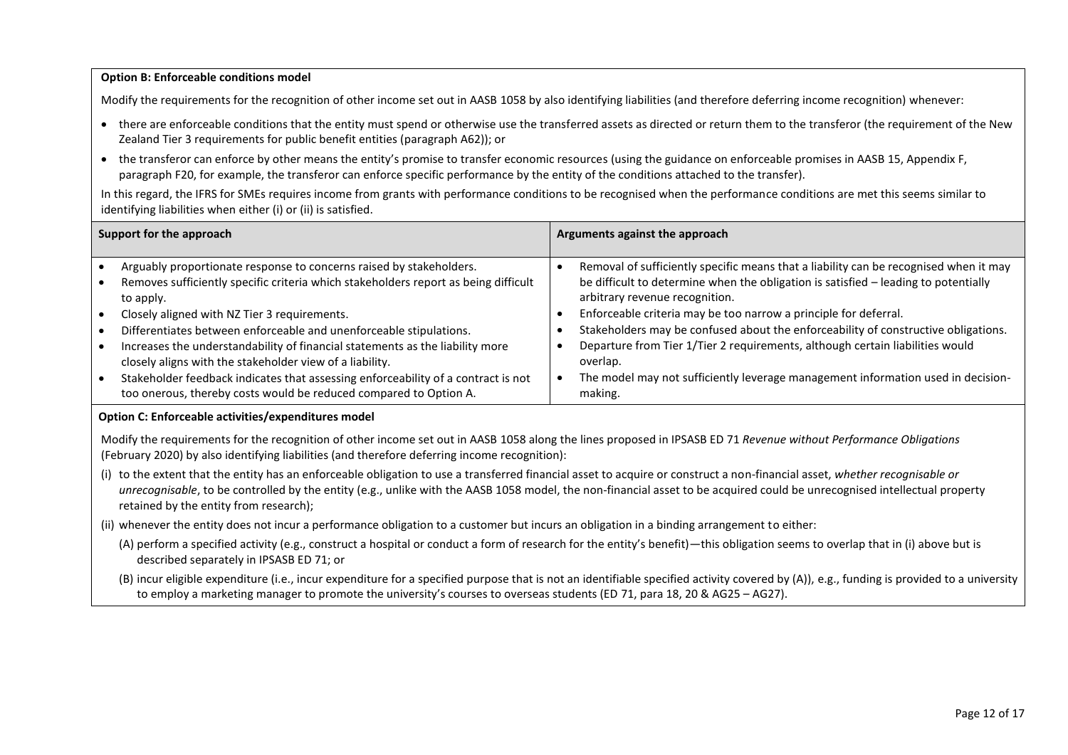**Option B: Enforceable conditions model**

Modify the requirements for the recognition of other income set out in AASB 1058 by also identifying liabilities (and therefore deferring income recognition) whenever:

- there are enforceable conditions that the entity must spend or otherwise use the transferred assets as directed or return them to the transferor (the requirement of the New Zealand Tier 3 requirements for public benefit entities (paragraph A62)); or
- the transferor can enforce by other means the entity's promise to transfer economic resources (using the guidance on enforceable promises in AASB 15, Appendix F, paragraph F20, for example, the transferor can enforce specific performance by the entity of the conditions attached to the transfer).

In this regard, the IFRS for SMEs requires income from grants with performance conditions to be recognised when the performance conditions are met this seems similar to identifying liabilities when either (i) or (ii) is satisfied.

| Support for the approach | Arguments against the approach |
| --- | --- |
| • Arguably proportionate response to concerns raised by stakeholders.<br>• Removes sufficiently specific criteria which stakeholders report as being difficult to apply.<br>• Closely aligned with NZ Tier 3 requirements.<br>• Differentiates between enforceable and unenforceable stipulations.<br>• Increases the understandability of financial statements as the liability more closely aligns with the stakeholder view of a liability.<br>• Stakeholder feedback indicates that assessing enforceability of a contract is not too onerous, thereby costs would be reduced compared to Option A. | • Removal of sufficiently specific means that a liability can be recognised when it may be difficult to determine when the obligation is satisfied – leading to potentially arbitrary revenue recognition.<br>• Enforceable criteria may be too narrow a principle for deferral.<br>• Stakeholders may be confused about the enforceability of constructive obligations.<br>• Departure from Tier 1/Tier 2 requirements, although certain liabilities would overlap.<br>• The model may not sufficiently leverage management information used in decision-making. |

**Option C: Enforceable activities/expenditures model**

Modify the requirements for the recognition of other income set out in AASB 1058 along the lines proposed in IPSASB ED 71 *Revenue without Performance Obligations* (February 2020) by also identifying liabilities (and therefore deferring income recognition):

(i) to the extent that the entity has an enforceable obligation to use a transferred financial asset to acquire or construct a non-financial asset, *whether recognisable or unrecognisable*, to be controlled by the entity (e.g., unlike with the AASB 1058 model, the non-financial asset to be acquired could be unrecognised intellectual property retained by the entity from research);

(ii) whenever the entity does not incur a performance obligation to a customer but incurs an obligation in a binding arrangement to either:

(A) perform a specified activity (e.g., construct a hospital or conduct a form of research for the entity's benefit)—this obligation seems to overlap that in (i) above but is described separately in IPSASB ED 71; or

(B) incur eligible expenditure (i.e., incur expenditure for a specified purpose that is not an identifiable specified activity covered by (A)), e.g., funding is provided to a university to employ a marketing manager to promote the university's courses to overseas students (ED 71, para 18, 20 & AG25 – AG27).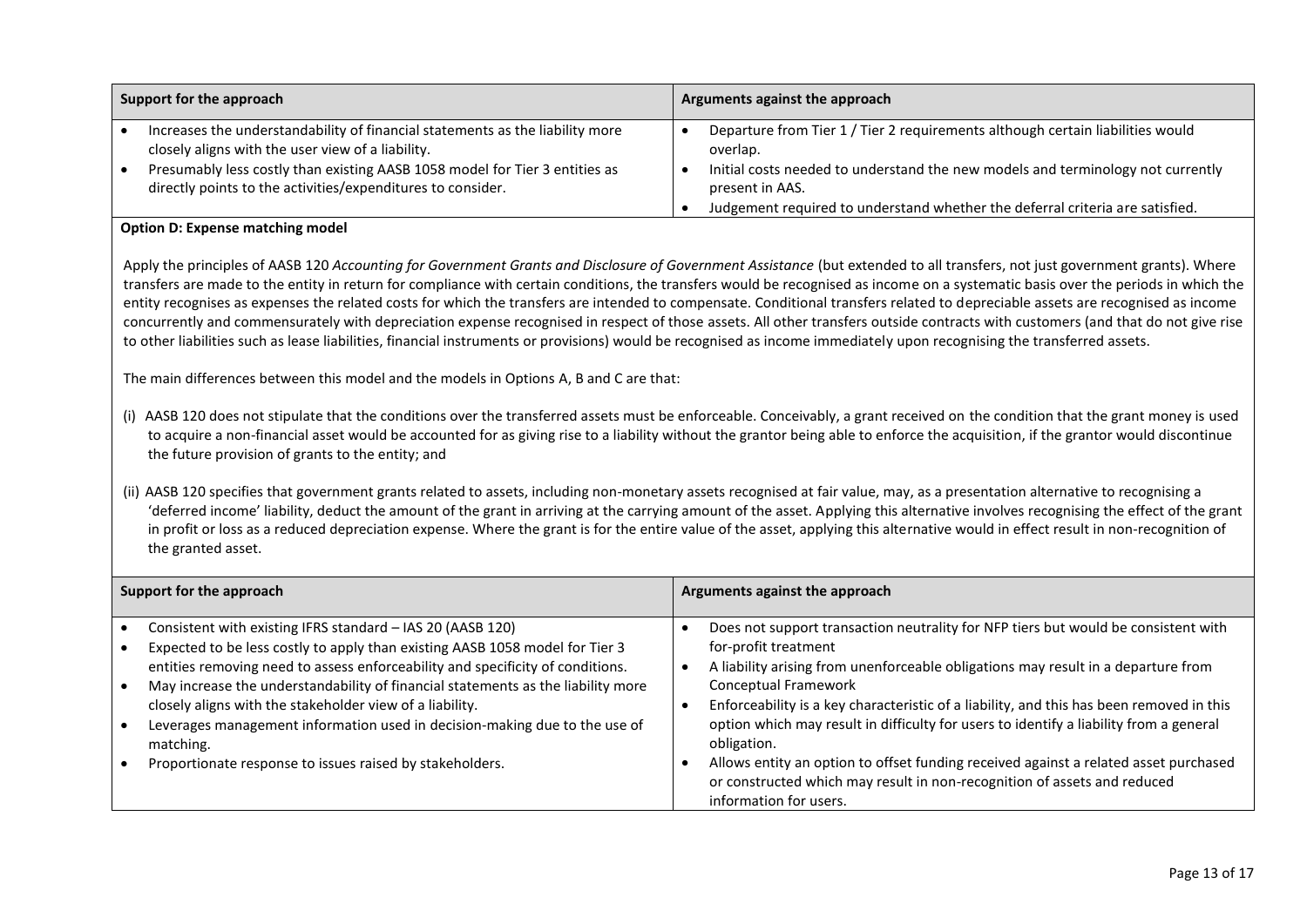| Support for the approach | Arguments against the approach |
| --- | --- |
| • Increases the understandability of financial statements as the liability more closely aligns with the user view of a liability.<br>• Presumably less costly than existing AASB 1058 model for Tier 3 entities as directly points to the activities/expenditures to consider. | • Departure from Tier 1 / Tier 2 requirements although certain liabilities would overlap.<br>• Initial costs needed to understand the new models and terminology not currently present in AAS.<br>• Judgement required to understand whether the deferral criteria are satisfied. |

**Option D: Expense matching model**

Apply the principles of AASB 120 *Accounting for Government Grants and Disclosure of Government Assistance* (but extended to all transfers, not just government grants). Where transfers are made to the entity in return for compliance with certain conditions, the transfers would be recognised as income on a systematic basis over the periods in which the entity recognises as expenses the related costs for which the transfers are intended to compensate. Conditional transfers related to depreciable assets are recognised as income concurrently and commensurately with depreciation expense recognised in respect of those assets. All other transfers outside contracts with customers (and that do not give rise to other liabilities such as lease liabilities, financial instruments or provisions) would be recognised as income immediately upon recognising the transferred assets.

The main differences between this model and the models in Options A, B and C are that:

(i) AASB 120 does not stipulate that the conditions over the transferred assets must be enforceable. Conceivably, a grant received on the condition that the grant money is used to acquire a non-financial asset would be accounted for as giving rise to a liability without the grantor being able to enforce the acquisition, if the grantor would discontinue the future provision of grants to the entity; and

(ii) AASB 120 specifies that government grants related to assets, including non-monetary assets recognised at fair value, may, as a presentation alternative to recognising a 'deferred income' liability, deduct the amount of the grant in arriving at the carrying amount of the asset. Applying this alternative involves recognising the effect of the grant in profit or loss as a reduced depreciation expense. Where the grant is for the entire value of the asset, applying this alternative would in effect result in non-recognition of the granted asset.

| Support for the approach | Arguments against the approach |
| --- | --- |
| • Consistent with existing IFRS standard – IAS 20 (AASB 120)<br>• Expected to be less costly to apply than existing AASB 1058 model for Tier 3 entities removing need to assess enforceability and specificity of conditions.<br>• May increase the understandability of financial statements as the liability more closely aligns with the stakeholder view of a liability.<br>• Leverages management information used in decision-making due to the use of matching.<br>• Proportionate response to issues raised by stakeholders. | • Does not support transaction neutrality for NFP tiers but would be consistent with for-profit treatment<br>• A liability arising from unenforceable obligations may result in a departure from Conceptual Framework<br>• Enforceability is a key characteristic of a liability, and this has been removed in this option which may result in difficulty for users to identify a liability from a general obligation.<br>• Allows entity an option to offset funding received against a related asset purchased or constructed which may result in non-recognition of assets and reduced information for users. |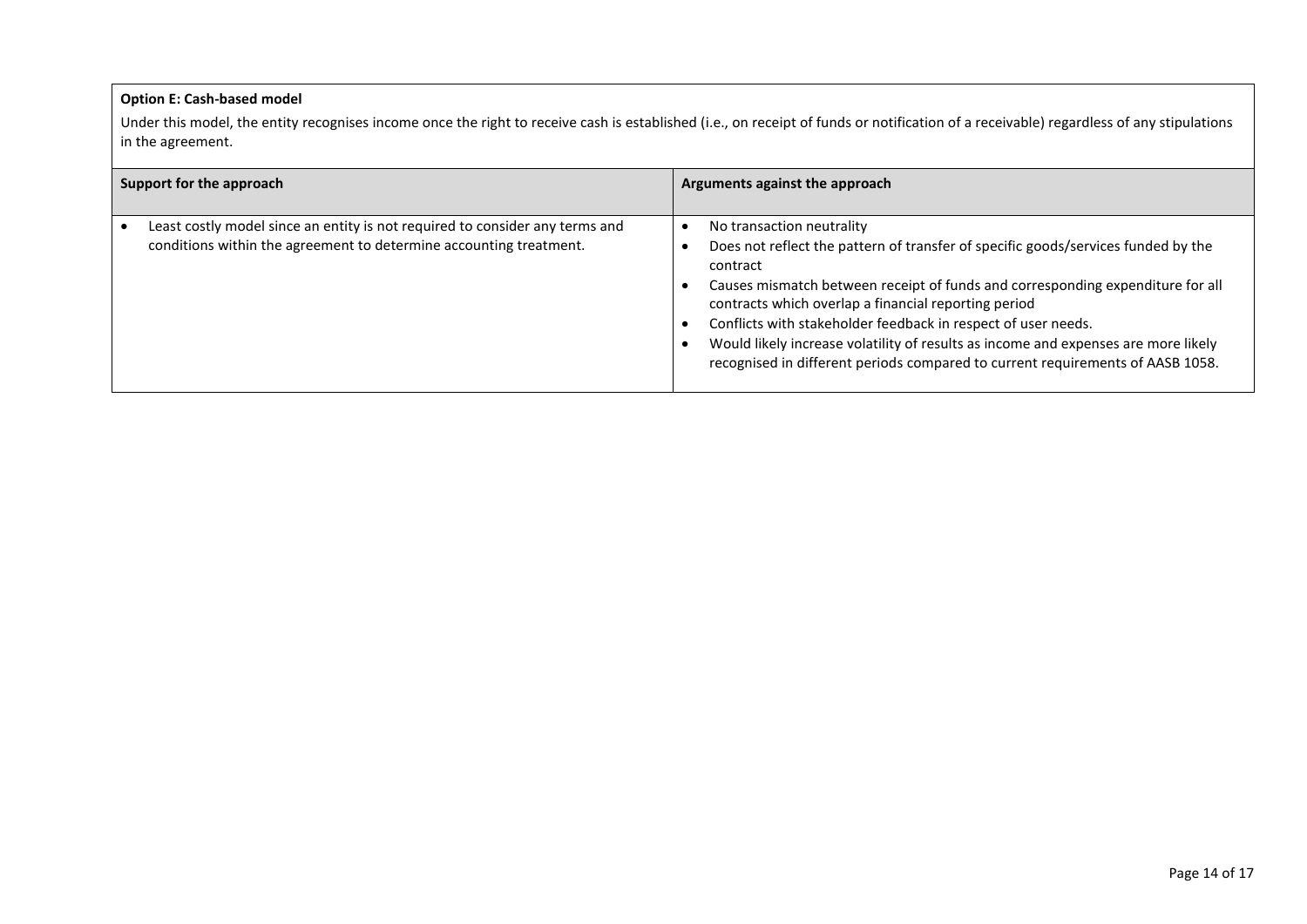**Option E: Cash-based model**

Under this model, the entity recognises income once the right to receive cash is established (i.e., on receipt of funds or notification of a receivable) regardless of any stipulations in the agreement.

| Support for the approach | Arguments against the approach |
|---|---|
| • Least costly model since an entity is not required to consider any terms and conditions within the agreement to determine accounting treatment. | • No transaction neutrality<br>• Does not reflect the pattern of transfer of specific goods/services funded by the contract<br>• Causes mismatch between receipt of funds and corresponding expenditure for all contracts which overlap a financial reporting period<br>• Conflicts with stakeholder feedback in respect of user needs.<br>• Would likely increase volatility of results as income and expenses are more likely recognised in different periods compared to current requirements of AASB 1058. |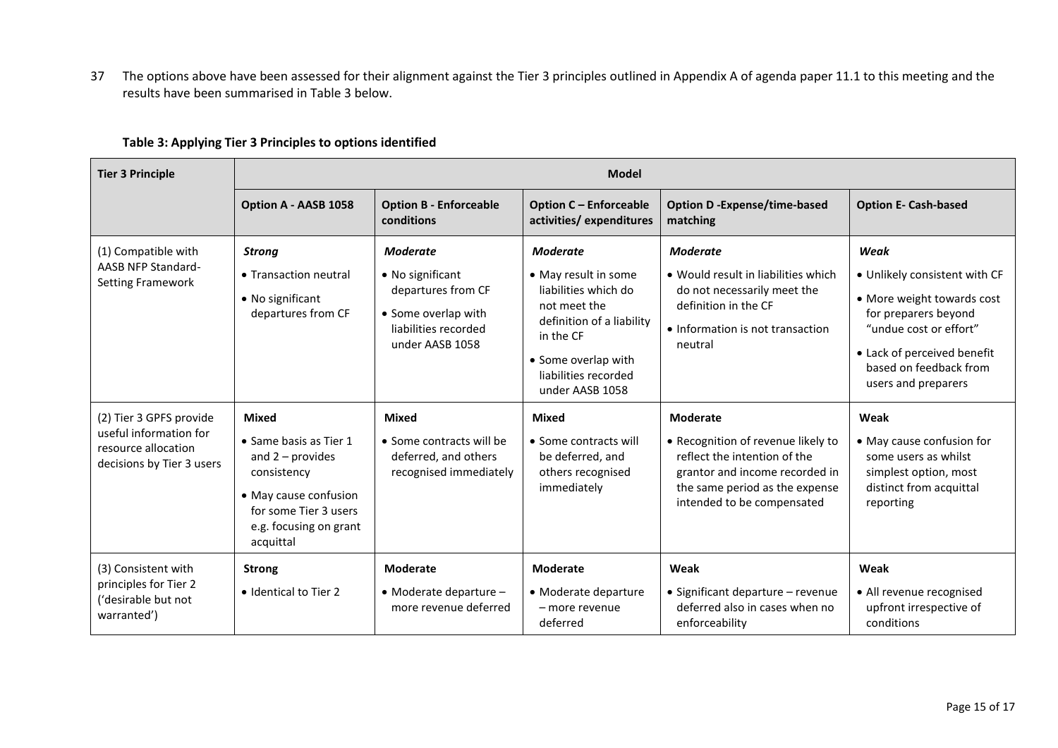37 The options above have been assessed for their alignment against the Tier 3 principles outlined in Appendix A of agenda paper 11.1 to this meeting and the results have been summarised in Table 3 below.

**Table 3: Applying Tier 3 Principles to options identified**

| **Tier 3 Principle** | **Model** | | | | |
|---|---|---|---|---|---|
| | **Option A - AASB 1058** | **Option B - Enforceable conditions** | **Option C – Enforceable activities/ expenditures** | **Option D -Expense/time-based matching** | **Option E- Cash-based** |
| (1) Compatible with AASB NFP Standard-Setting Framework | ***Strong*** <br> • Transaction neutral <br> • No significant departures from CF | ***Moderate*** <br> • No significant departures from CF <br> • Some overlap with liabilities recorded under AASB 1058 | ***Moderate*** <br> • May result in some liabilities which do not meet the definition of a liability in the CF <br> • Some overlap with liabilities recorded under AASB 1058 | ***Moderate*** <br> • Would result in liabilities which do not necessarily meet the definition in the CF <br> • Information is not transaction neutral | ***Weak*** <br> • Unlikely consistent with CF <br> • More weight towards cost for preparers beyond "undue cost or effort" <br> • Lack of perceived benefit based on feedback from users and preparers |
| (2) Tier 3 GPFS provide useful information for resource allocation decisions by Tier 3 users | **Mixed** <br> • Same basis as Tier 1 and 2 – provides consistency <br> • May cause confusion for some Tier 3 users e.g. focusing on grant acquittal | **Mixed** <br> • Some contracts will be deferred, and others recognised immediately | **Mixed** <br> • Some contracts will be deferred, and others recognised immediately | **Moderate** <br> • Recognition of revenue likely to reflect the intention of the grantor and income recorded in the same period as the expense intended to be compensated | **Weak** <br> • May cause confusion for some users as whilst simplest option, most distinct from acquittal reporting |
| (3) Consistent with principles for Tier 2 ('desirable but not warranted') | **Strong** <br> • Identical to Tier 2 | **Moderate** <br> • Moderate departure – more revenue deferred | **Moderate** <br> • Moderate departure – more revenue deferred | **Weak** <br> • Significant departure – revenue deferred also in cases when no enforceability | **Weak** <br> • All revenue recognised upfront irrespective of conditions |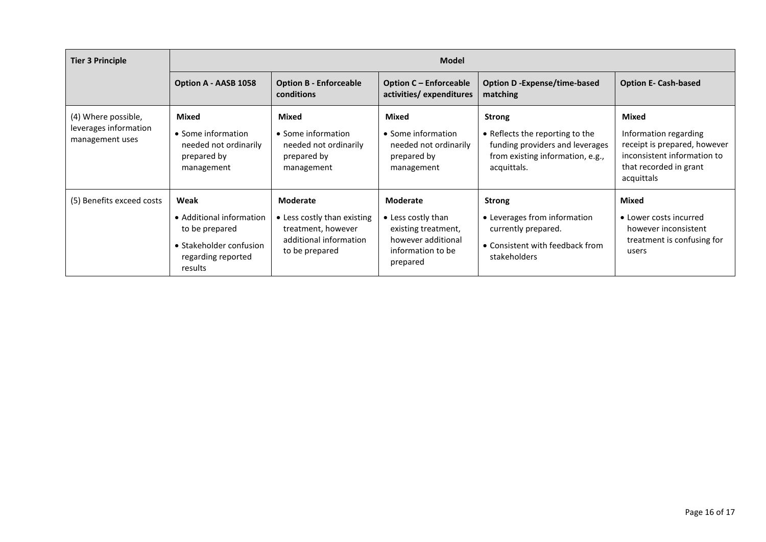| Tier 3 Principle | Model | | | | |
|---|---|---|---|---|---|
| | **Option A - AASB 1058** | **Option B - Enforceable conditions** | **Option C – Enforceable activities/ expenditures** | **Option D -Expense/time-based matching** | **Option E- Cash-based** |
| (4) Where possible, leverages information management uses | **Mixed**<br>• Some information needed not ordinarily prepared by management | **Mixed**<br>• Some information needed not ordinarily prepared by management | **Mixed**<br>• Some information needed not ordinarily prepared by management | **Strong**<br>• Reflects the reporting to the funding providers and leverages from existing information, e.g., acquittals. | **Mixed**<br>Information regarding receipt is prepared, however inconsistent information to that recorded in grant acquittals |
| (5) Benefits exceed costs | **Weak**<br>• Additional information to be prepared<br>• Stakeholder confusion regarding reported results | **Moderate**<br>• Less costly than existing treatment, however additional information to be prepared | **Moderate**<br>• Less costly than existing treatment, however additional information to be prepared | **Strong**<br>• Leverages from information currently prepared.<br>• Consistent with feedback from stakeholders | **Mixed**<br>• Lower costs incurred however inconsistent treatment is confusing for users |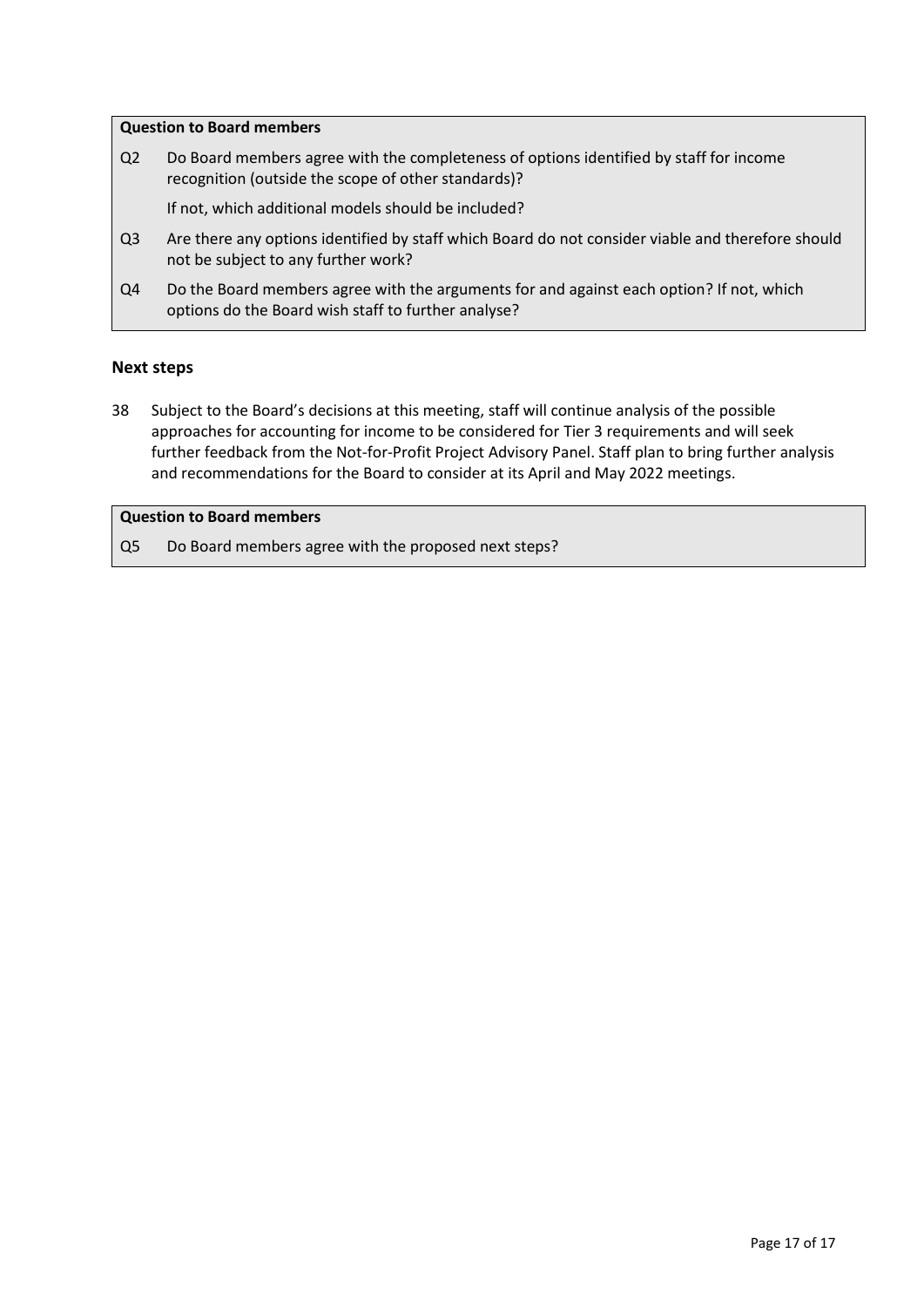**Question to Board members**

Q2 Do Board members agree with the completeness of options identified by staff for income recognition (outside the scope of other standards)?

If not, which additional models should be included?

Q3 Are there any options identified by staff which Board do not consider viable and therefore should not be subject to any further work?

Q4 Do the Board members agree with the arguments for and against each option? If not, which options do the Board wish staff to further analyse?

## Next steps

38 Subject to the Board's decisions at this meeting, staff will continue analysis of the possible approaches for accounting for income to be considered for Tier 3 requirements and will seek further feedback from the Not-for-Profit Project Advisory Panel. Staff plan to bring further analysis and recommendations for the Board to consider at its April and May 2022 meetings.

**Question to Board members**

Q5 Do Board members agree with the proposed next steps?